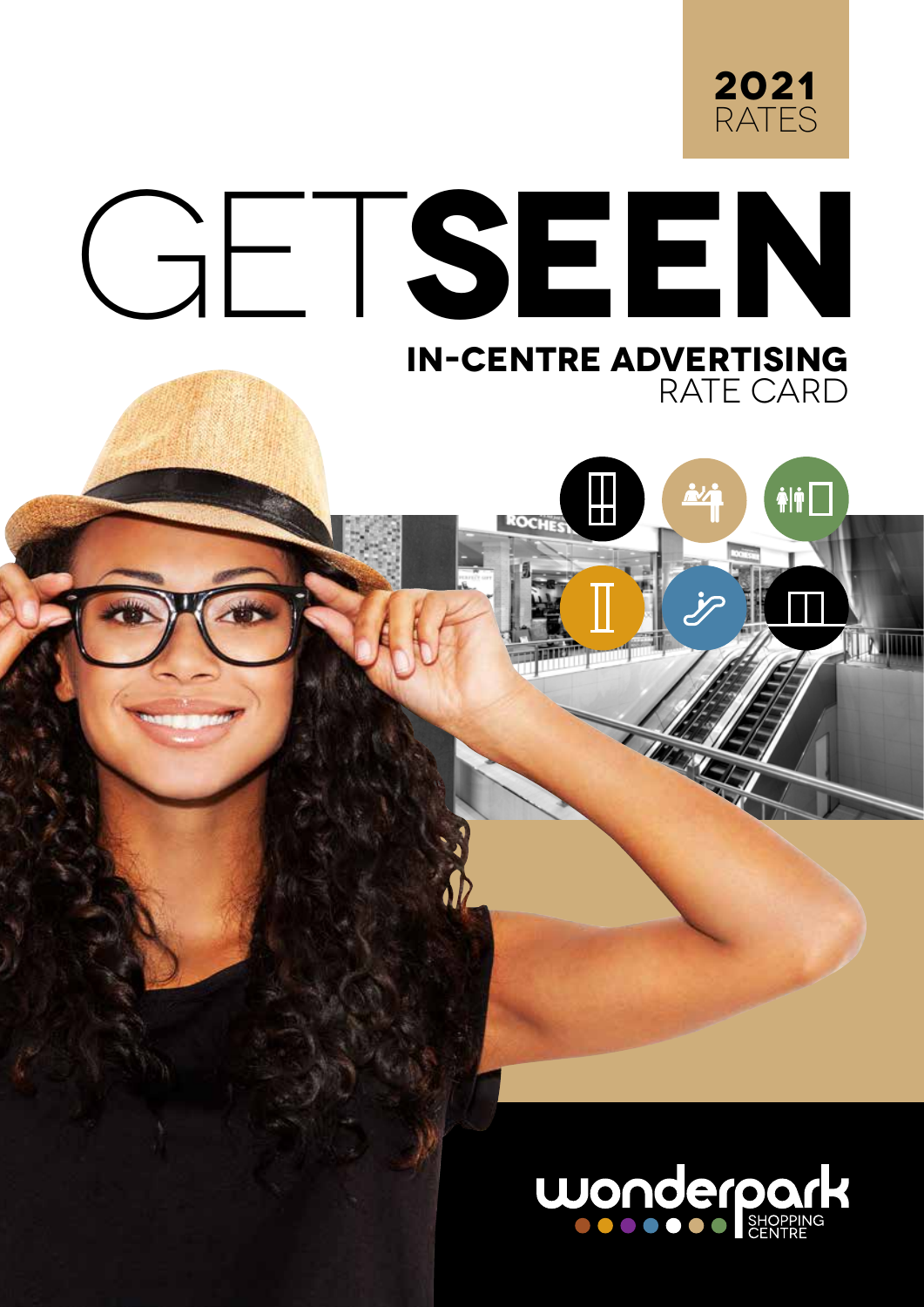**2021** RATES

# GET**SEEN**

## **IN-CENTRE ADVERTISING** RATE CARD

wonderpark SHOPPING CENTRE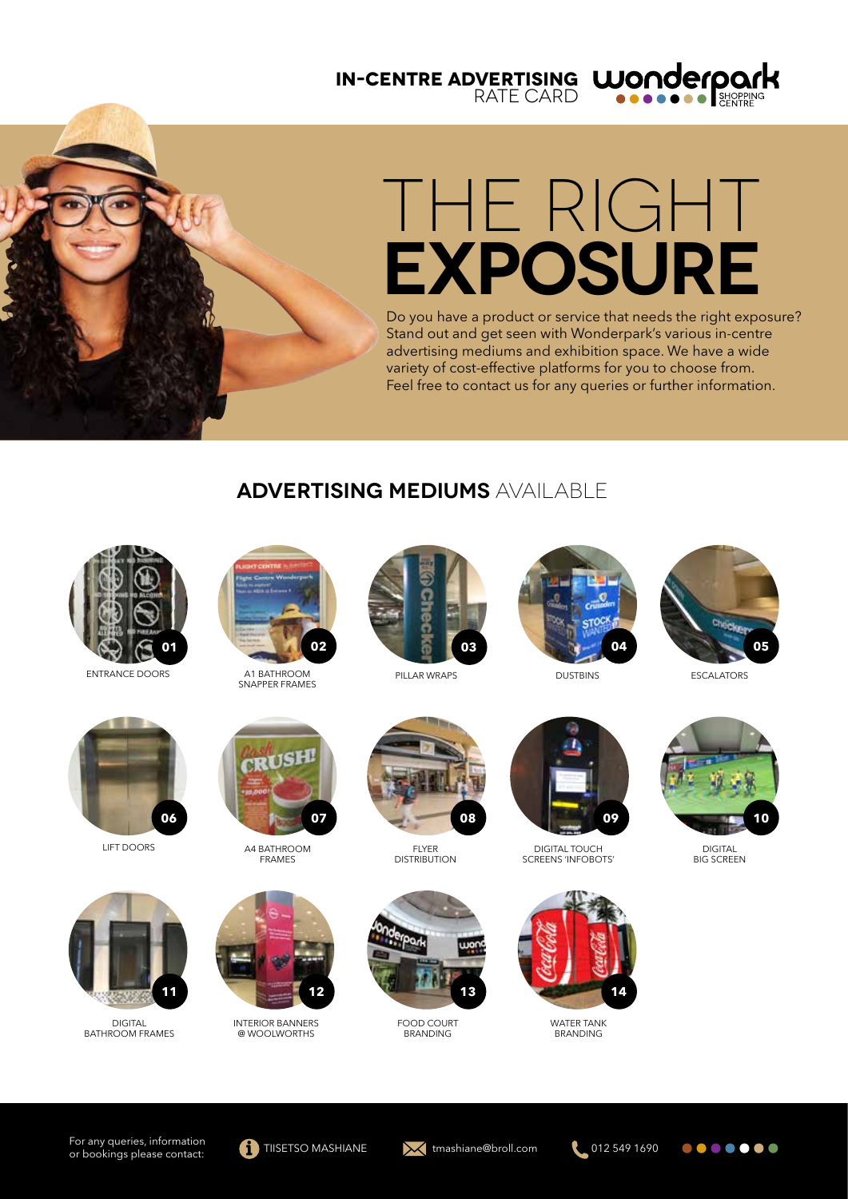**IN-CENTRE ADVERTISING** RATE CARD

Wonderpark SHOPPING CENTRE

# THE RIGHT **EXPOSURE**

Do you have a product or service that needs the right exposure? Stand out and get seen with Wonderpark's various in-centre advertising mediums and exhibition space. We have a wide variety of cost-effective platforms for you to choose from. Feel free to contact us for any queries or further information.

## **ADVERTISING MEDIUMS** AVAILABLE

01 ENTRANCE DOORS

02 A1 BATHROOM SNAPPER FRAMES

03 PILLAR WRAPS

04 DUSTBINS

05 ESCALATORS

06 LIFT DOORS

07 A4 BATHROOM FRAMES

08 FLYER DISTRIBUTION

09 DIGITAL TOUCH SCREENS 'INFOBOTS'

10 DIGITAL BIG SCREEN

11 DIGITAL BATHROOM FRAMES

12 INTERIOR BANNERS @ WOOLWORTHS

13 FOOD COURT BRANDING

14 WATER TANK BRANDING

For any queries, information or bookings please contact: TIISETSO MASHIANE | tmashiane@broll.com | 012 549 1690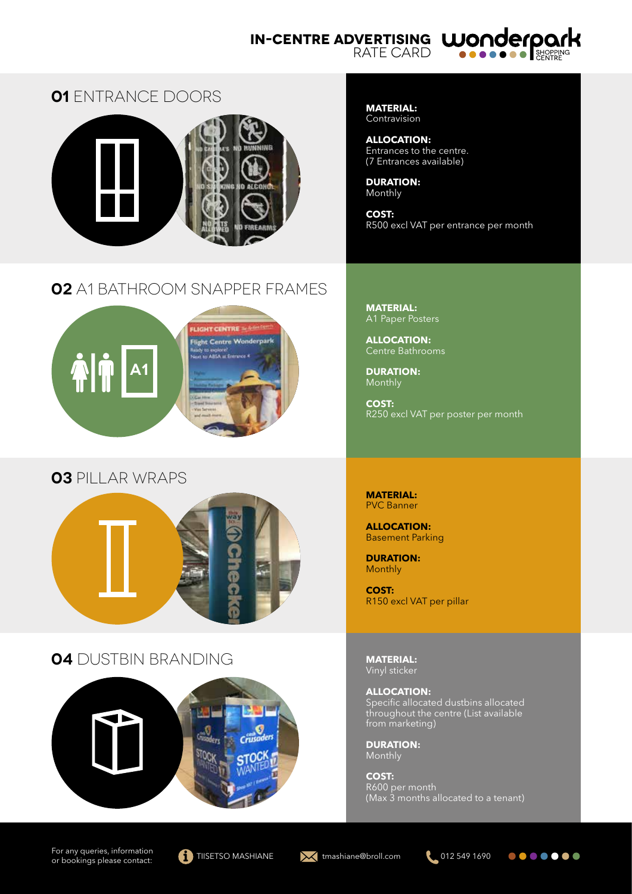# IN-CENTRE ADVERTISING RATE CARD

## 01 ENTRANCE DOORS

**MATERIAL:**
Contravision

**ALLOCATION:**
Entrances to the centre.
(7 Entrances available)

**DURATION:**
Monthly

**COST:**
R500 excl VAT per entrance per month

## 02 A1 BATHROOM SNAPPER FRAMES

**MATERIAL:**
A1 Paper Posters

**ALLOCATION:**
Centre Bathrooms

**DURATION:**
Monthly

**COST:**
R250 excl VAT per poster per month

## 03 PILLAR WRAPS

**MATERIAL:**
PVC Banner

**ALLOCATION:**
Basement Parking

**DURATION:**
Monthly

**COST:**
R150 excl VAT per pillar

## 04 DUSTBIN BRANDING

**MATERIAL:**
Vinyl sticker

**ALLOCATION:**
Specific allocated dustbins allocated throughout the centre (List available from marketing)

**DURATION:**
Monthly

**COST:**
R600 per month
(Max 3 months allocated to a tenant)

For any queries, information or bookings please contact: TIISETSO MASHIANE tmashiane@broll.com 012 549 1690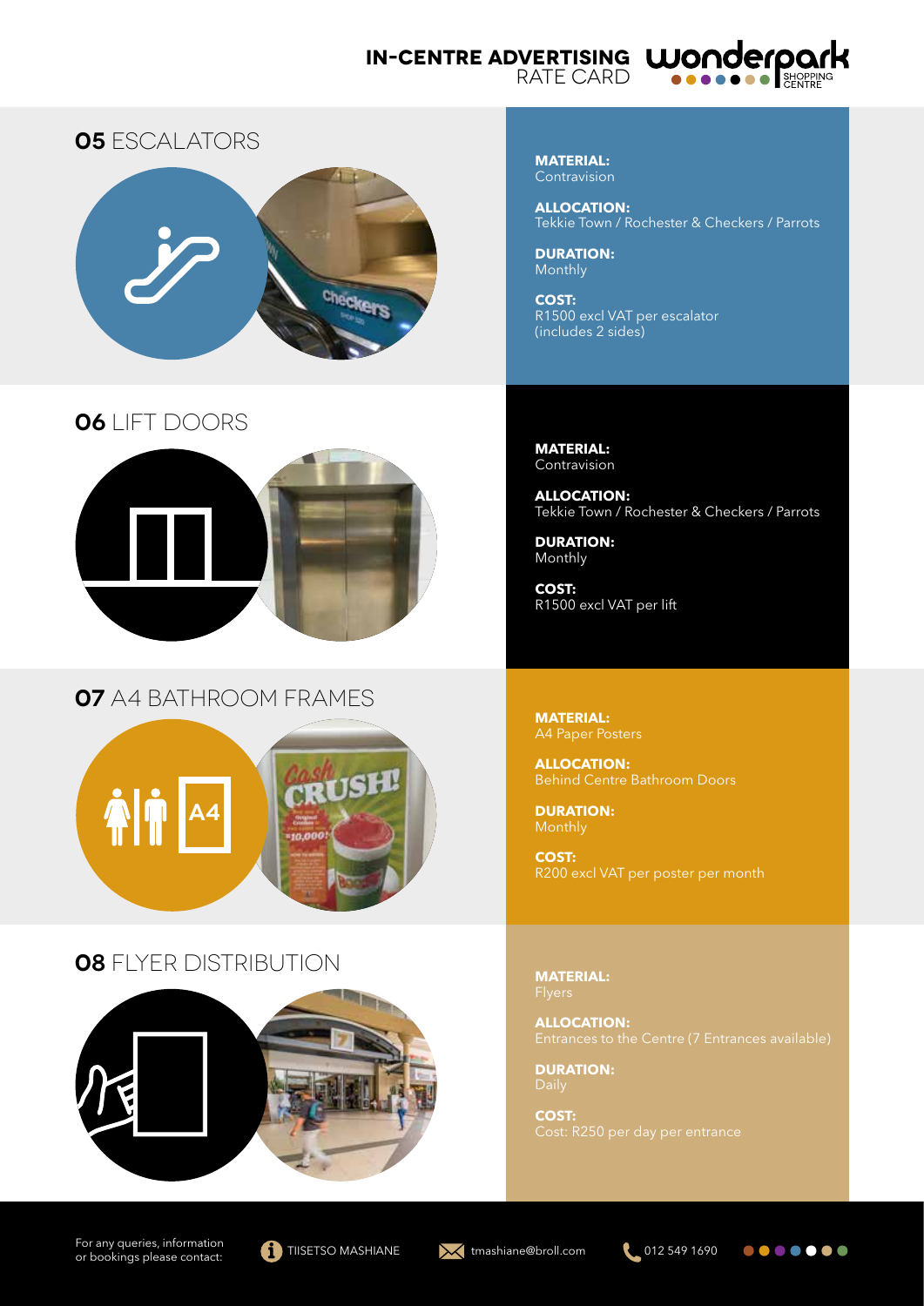# IN-CENTRE ADVERTISING RATE CARD

## 05 ESCALATORS

**MATERIAL:**
Contravision

**ALLOCATION:**
Tekkie Town / Rochester & Checkers / Parrots

**DURATION:**
Monthly

**COST:**
R1500 excl VAT per escalator (includes 2 sides)

## 06 LIFT DOORS

**MATERIAL:**
Contravision

**ALLOCATION:**
Tekkie Town / Rochester & Checkers / Parrots

**DURATION:**
Monthly

**COST:**
R1500 excl VAT per lift

## 07 A4 BATHROOM FRAMES

**MATERIAL:**
A4 Paper Posters

**ALLOCATION:**
Behind Centre Bathroom Doors

**DURATION:**
Monthly

**COST:**
R200 excl VAT per poster per month

## 08 FLYER DISTRIBUTION

**MATERIAL:**
Flyers

**ALLOCATION:**
Entrances to the Centre (7 Entrances available)

**DURATION:**
Daily

**COST:**
Cost: R250 per day per entrance

For any queries, information or bookings please contact: TIISETSO MASHIANE tmashiane@broll.com 012 549 1690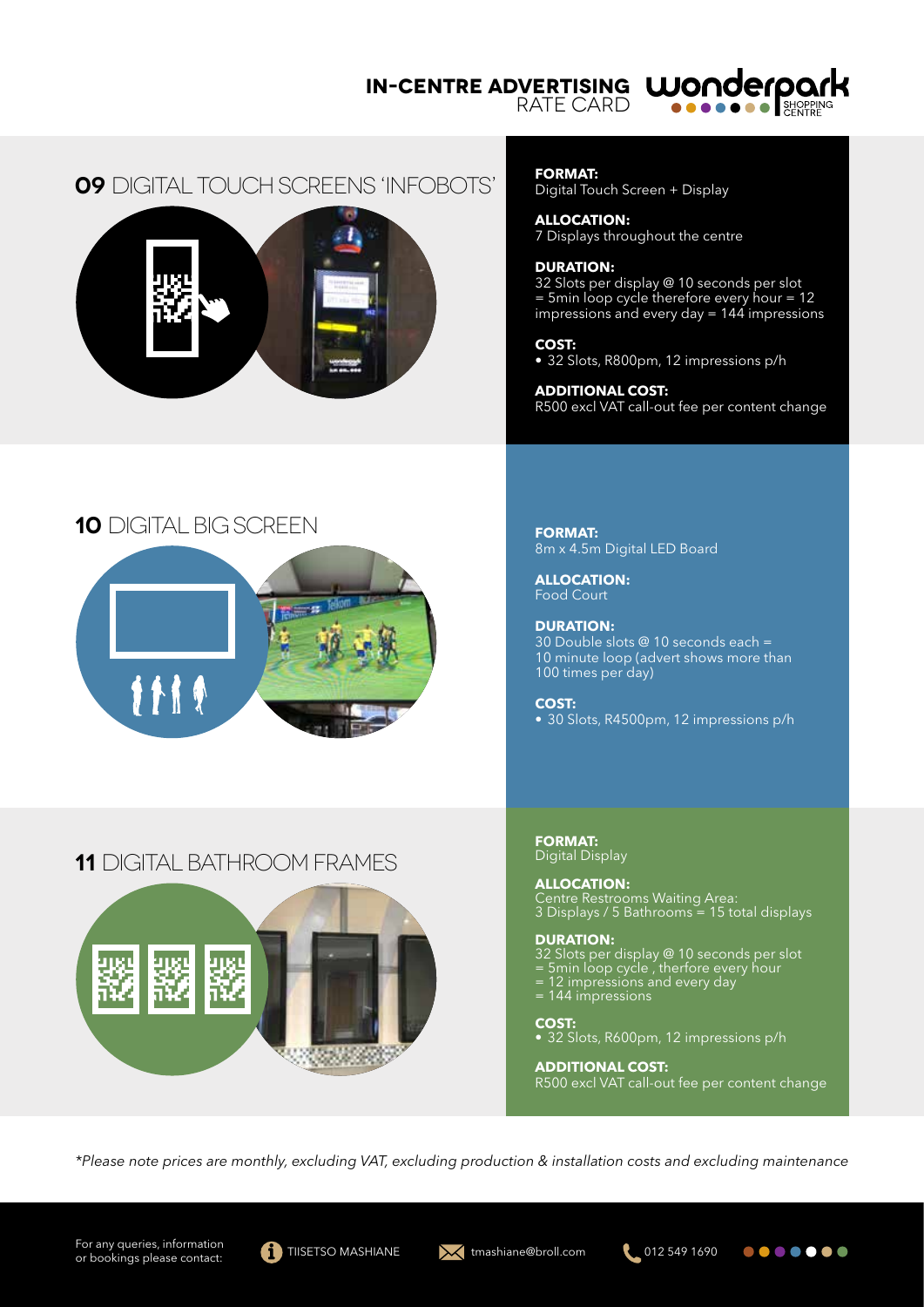# IN-CENTRE ADVERTISING RATE CARD

## 09 DIGITAL TOUCH SCREENS 'INFOBOTS'

**FORMAT:**
Digital Touch Screen + Display

**ALLOCATION:**
7 Displays throughout the centre

**DURATION:**
32 Slots per display @ 10 seconds per slot = 5min loop cycle therefore every hour = 12 impressions and every day = 144 impressions

**COST:**
- 32 Slots, R800pm, 12 impressions p/h

**ADDITIONAL COST:**
R500 excl VAT call-out fee per content change

## 10 DIGITAL BIG SCREEN

**FORMAT:**
8m x 4.5m Digital LED Board

**ALLOCATION:**
Food Court

**DURATION:**
30 Double slots @ 10 seconds each = 10 minute loop (advert shows more than 100 times per day)

**COST:**
- 30 Slots, R4500pm, 12 impressions p/h

## 11 DIGITAL BATHROOM FRAMES

**FORMAT:**
Digital Display

**ALLOCATION:**
Centre Restrooms Waiting Area:
3 Displays / 5 Bathrooms = 15 total displays

**DURATION:**
32 Slots per display @ 10 seconds per slot
= 5min loop cycle , therfore every hour
= 12 impressions and every day
= 144 impressions

**COST:**
- 32 Slots, R600pm, 12 impressions p/h

**ADDITIONAL COST:**
R500 excl VAT call-out fee per content change

*\*Please note prices are monthly, excluding VAT, excluding production & installation costs and excluding maintenance*

For any queries, information or bookings please contact: TIISETSO MASHIANE | tmashiane@broll.com | 012 549 1690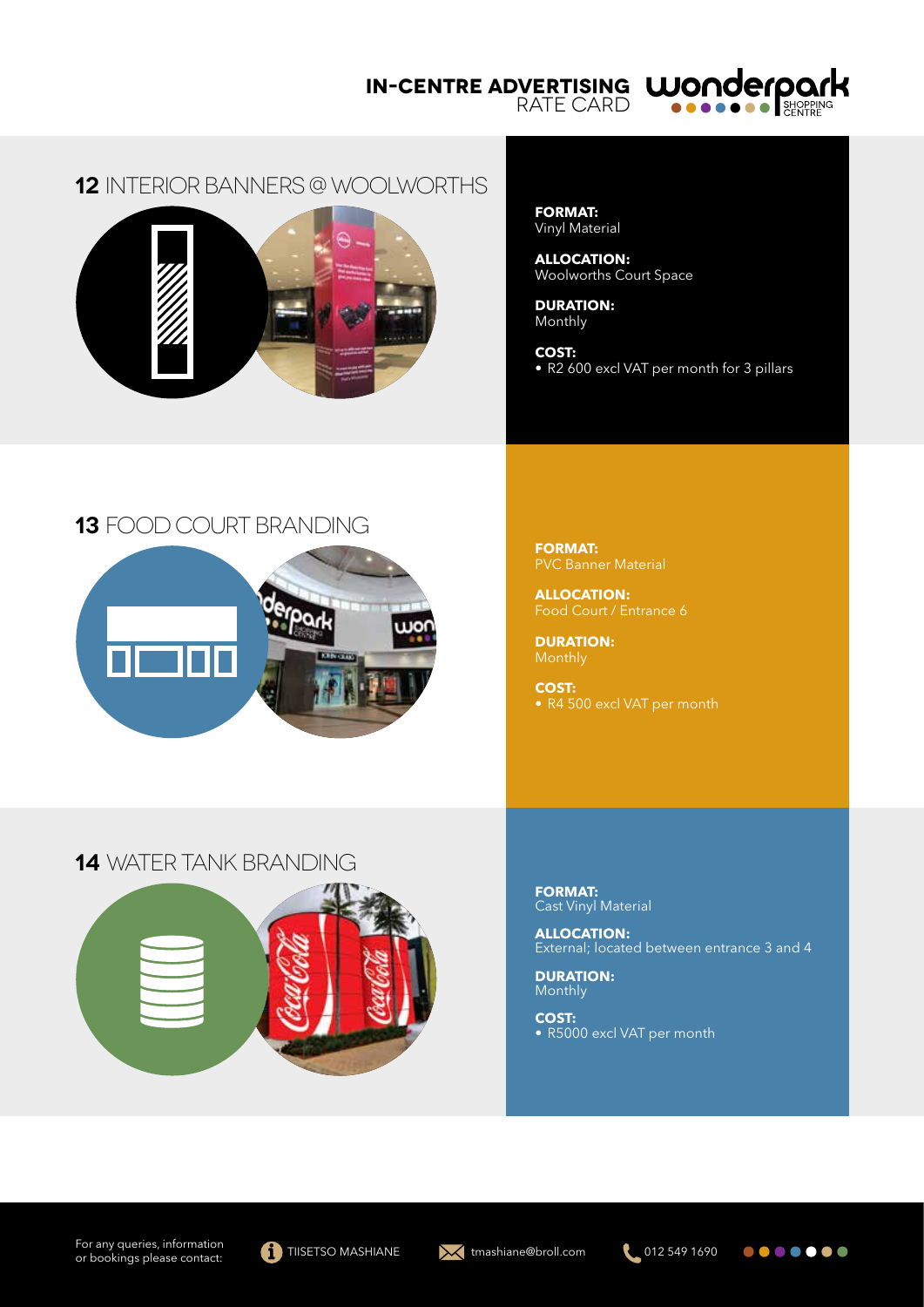# IN-CENTRE ADVERTISING RATE CARD

## 12 INTERIOR BANNERS @ WOOLWORTHS

**FORMAT:**
Vinyl Material

**ALLOCATION:**
Woolworths Court Space

**DURATION:**
Monthly

**COST:**
- R2 600 excl VAT per month for 3 pillars

## 13 FOOD COURT BRANDING

**FORMAT:**
PVC Banner Material

**ALLOCATION:**
Food Court / Entrance 6

**DURATION:**
Monthly

**COST:**
- R4 500 excl VAT per month

## 14 WATER TANK BRANDING

**FORMAT:**
Cast Vinyl Material

**ALLOCATION:**
External; located between entrance 3 and 4

**DURATION:**
Monthly

**COST:**
- R5000 excl VAT per month

For any queries, information or bookings please contact: TIISETSO MASHIANE tmashiane@broll.com 012 549 1690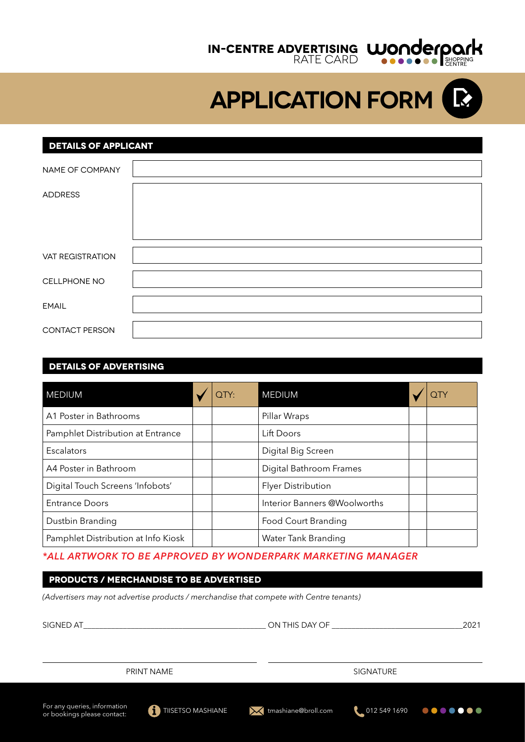**IN-CENTRE ADVERTISING** RATE CARD

# APPLICATION FORM

## DETAILS OF APPLICANT

| | |
|---|---|
| NAME OF COMPANY | |
| ADDRESS | |
| VAT REGISTRATION | |
| CELLPHONE NO | |
| EMAIL | |
| CONTACT PERSON | |

## DETAILS OF ADVERTISING

| MEDIUM | ✓ | QTY: | MEDIUM | ✓ | QTY |
|---|---|---|---|---|---|
| A1 Poster in Bathrooms | | | Pillar Wraps | | |
| Pamphlet Distribution at Entrance | | | Lift Doors | | |
| Escalators | | | Digital Big Screen | | |
| A4 Poster in Bathroom | | | Digital Bathroom Frames | | |
| Digital Touch Screens 'Infobots' | | | Flyer Distribution | | |
| Entrance Doors | | | Interior Banners @Woolworths | | |
| Dustbin Branding | | | Food Court Branding | | |
| Pamphlet Distribution at Info Kiosk | | | Water Tank Branding | | |

*\*ALL ARTWORK TO BE APPROVED BY WONDERPARK MARKETING MANAGER*

## PRODUCTS / MERCHANDISE TO BE ADVERTISED

*(Advertisers may not advertise products / merchandise that compete with Centre tenants)*

SIGNED AT____________________________________________ ON THIS DAY OF ______________________________2021

PRINT NAME

SIGNATURE

For any queries, information or bookings please contact: TIISETSO MASHIANE tmashiane@broll.com 012 549 1690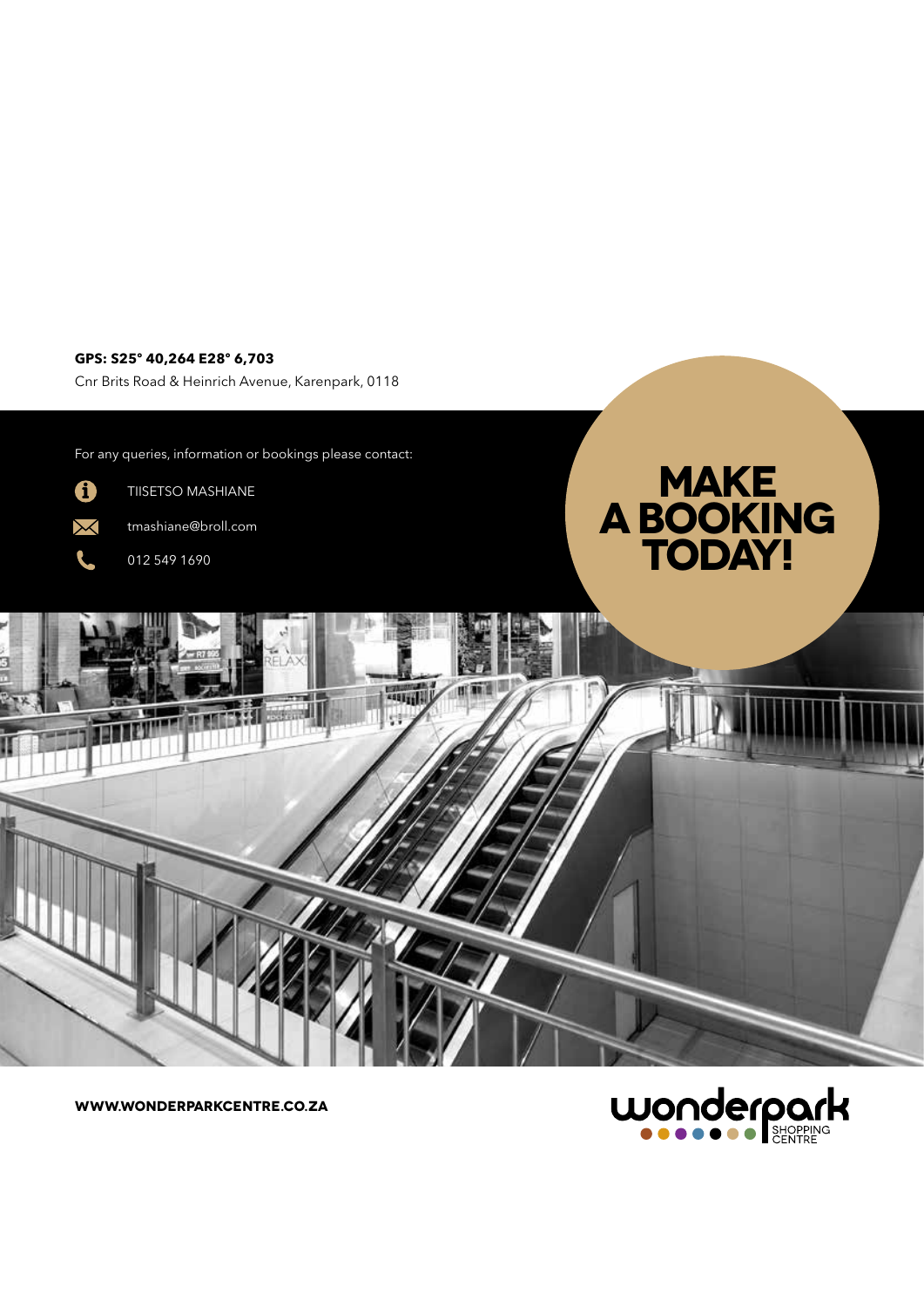**GPS: S25° 40,264 E28° 6,703**

Cnr Brits Road & Heinrich Avenue, Karenpark, 0118

For any queries, information or bookings please contact:

TIISETSO MASHIANE

tmashiane@broll.com

012 549 1690

# MAKE A BOOKING TODAY!

**WWW.WONDERPARKCENTRE.CO.ZA**

wonderpark SHOPPING CENTRE